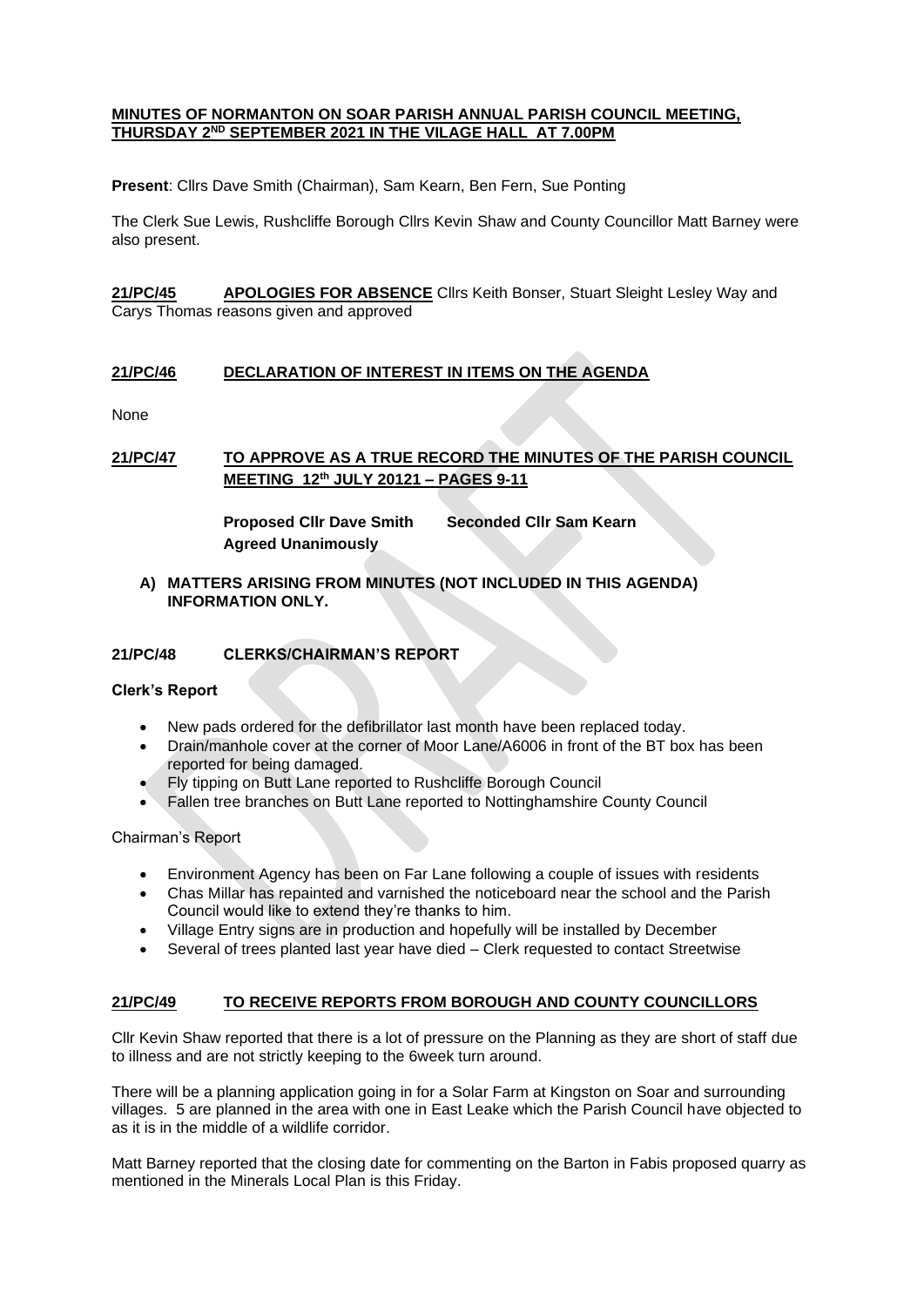**MINUTES OF NORMANTON ON SOAR PARISH ANNUAL PARISH COUNCIL MEETING, THURSDAY 2ND SEPTEMBER 2021 IN THE VILAGE HALL AT 7.00PM**

**Present**: Cllrs Dave Smith (Chairman), Sam Kearn, Ben Fern, Sue Ponting

The Clerk Sue Lewis, Rushcliffe Borough Cllrs Kevin Shaw and County Councillor Matt Barney were also present.

**21/PC/45 APOLOGIES FOR ABSENCE** Cllrs Keith Bonser, Stuart Sleight Lesley Way and Carys Thomas reasons given and approved

## 21/PC/46 DECLARATION OF INTEREST IN ITEMS ON THE AGENDA

None

## 21/PC/47 TO APPROVE AS A TRUE RECORD THE MINUTES OF THE PARISH COUNCIL MEETING 12th JULY 20121 – PAGES 9-11

**Proposed Cllr Dave Smith** **Seconded Cllr Sam Kearn**
**Agreed Unanimously**

**A) MATTERS ARISING FROM MINUTES (NOT INCLUDED IN THIS AGENDA) INFORMATION ONLY.**

## 21/PC/48 CLERKS/CHAIRMAN'S REPORT

**Clerk's Report**

- New pads ordered for the defibrillator last month have been replaced today.
- Drain/manhole cover at the corner of Moor Lane/A6006 in front of the BT box has been reported for being damaged.
- Fly tipping on Butt Lane reported to Rushcliffe Borough Council
- Fallen tree branches on Butt Lane reported to Nottinghamshire County Council

Chairman's Report

- Environment Agency has been on Far Lane following a couple of issues with residents
- Chas Millar has repainted and varnished the noticeboard near the school and the Parish Council would like to extend they're thanks to him.
- Village Entry signs are in production and hopefully will be installed by December
- Several of trees planted last year have died – Clerk requested to contact Streetwise

## 21/PC/49 TO RECEIVE REPORTS FROM BOROUGH AND COUNTY COUNCILLORS

Cllr Kevin Shaw reported that there is a lot of pressure on the Planning as they are short of staff due to illness and are not strictly keeping to the 6week turn around.

There will be a planning application going in for a Solar Farm at Kingston on Soar and surrounding villages. 5 are planned in the area with one in East Leake which the Parish Council have objected to as it is in the middle of a wildlife corridor.

Matt Barney reported that the closing date for commenting on the Barton in Fabis proposed quarry as mentioned in the Minerals Local Plan is this Friday.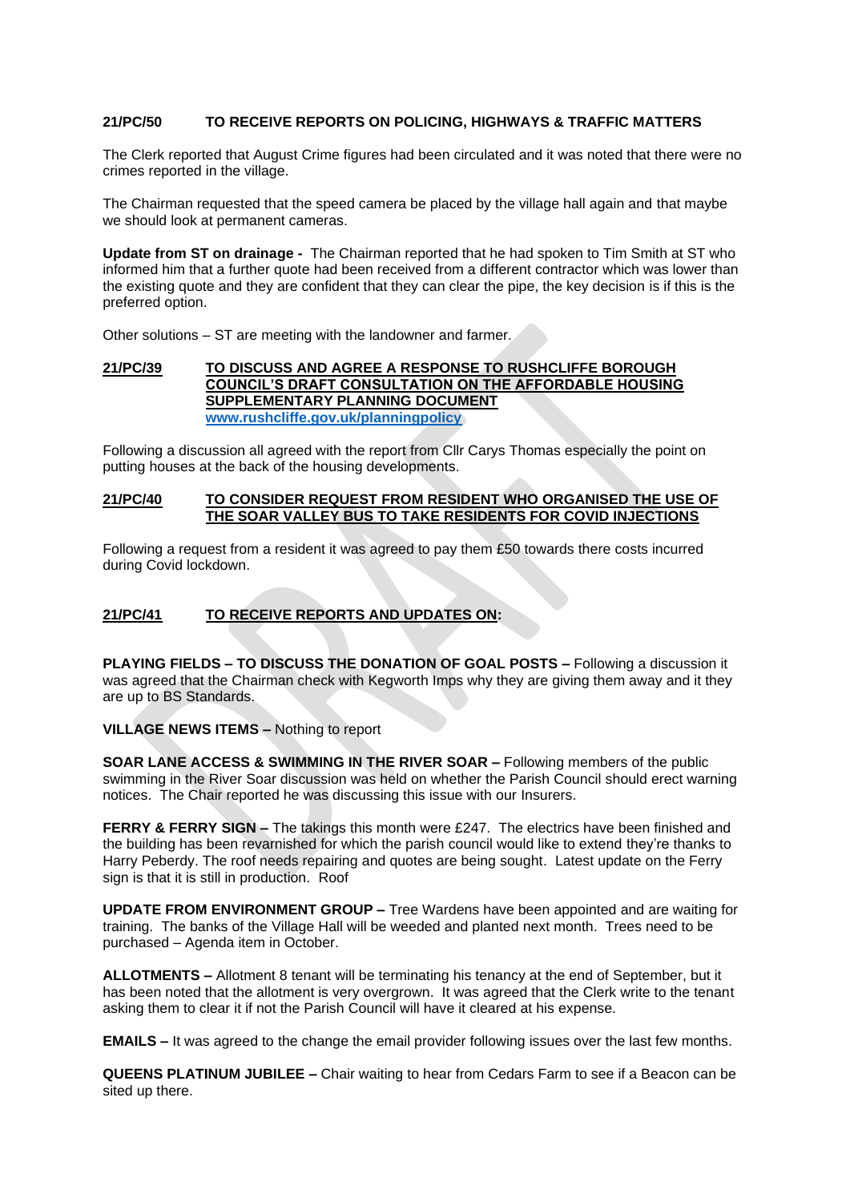**21/PC/50 TO RECEIVE REPORTS ON POLICING, HIGHWAYS & TRAFFIC MATTERS**

The Clerk reported that August Crime figures had been circulated and it was noted that there were no crimes reported in the village.

The Chairman requested that the speed camera be placed by the village hall again and that maybe we should look at permanent cameras.

**Update from ST on drainage -** The Chairman reported that he had spoken to Tim Smith at ST who informed him that a further quote had been received from a different contractor which was lower than the existing quote and they are confident that they can clear the pipe, the key decision is if this is the preferred option.

Other solutions – ST are meeting with the landowner and farmer.

**21/PC/39 TO DISCUSS AND AGREE A RESPONSE TO RUSHCLIFFE BOROUGH COUNCIL'S DRAFT CONSULTATION ON THE AFFORDABLE HOUSING SUPPLEMENTARY PLANNING DOCUMENT**
**www.rushcliffe.gov.uk/planningpolicy**

Following a discussion all agreed with the report from Cllr Carys Thomas especially the point on putting houses at the back of the housing developments.

**21/PC/40 TO CONSIDER REQUEST FROM RESIDENT WHO ORGANISED THE USE OF THE SOAR VALLEY BUS TO TAKE RESIDENTS FOR COVID INJECTIONS**

Following a request from a resident it was agreed to pay them £50 towards there costs incurred during Covid lockdown.

**21/PC/41 TO RECEIVE REPORTS AND UPDATES ON:**

**PLAYING FIELDS – TO DISCUSS THE DONATION OF GOAL POSTS –** Following a discussion it was agreed that the Chairman check with Kegworth Imps why they are giving them away and it they are up to BS Standards.

**VILLAGE NEWS ITEMS –** Nothing to report

**SOAR LANE ACCESS & SWIMMING IN THE RIVER SOAR –** Following members of the public swimming in the River Soar discussion was held on whether the Parish Council should erect warning notices. The Chair reported he was discussing this issue with our Insurers.

**FERRY & FERRY SIGN –** The takings this month were £247. The electrics have been finished and the building has been revarnished for which the parish council would like to extend they're thanks to Harry Peberdy. The roof needs repairing and quotes are being sought. Latest update on the Ferry sign is that it is still in production. Roof

**UPDATE FROM ENVIRONMENT GROUP –** Tree Wardens have been appointed and are waiting for training. The banks of the Village Hall will be weeded and planted next month. Trees need to be purchased – Agenda item in October.

**ALLOTMENTS –** Allotment 8 tenant will be terminating his tenancy at the end of September, but it has been noted that the allotment is very overgrown. It was agreed that the Clerk write to the tenant asking them to clear it if not the Parish Council will have it cleared at his expense.

**EMAILS –** It was agreed to the change the email provider following issues over the last few months.

**QUEENS PLATINUM JUBILEE –** Chair waiting to hear from Cedars Farm to see if a Beacon can be sited up there.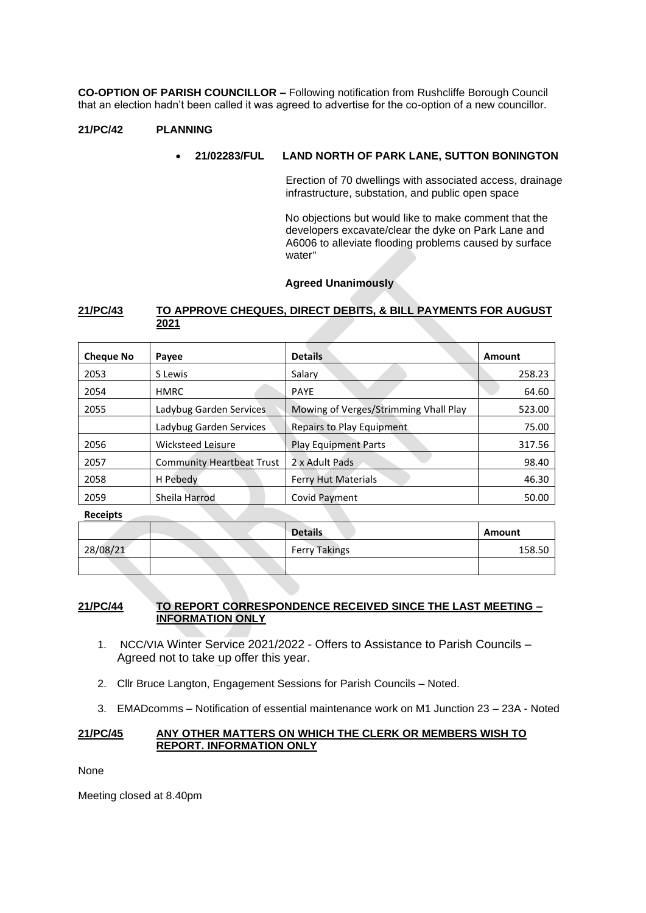**CO-OPTION OF PARISH COUNCILLOR –** Following notification from Rushcliffe Borough Council that an election hadn't been called it was agreed to advertise for the co-option of a new councillor.

**21/PC/42 PLANNING**

- **21/02283/FUL LAND NORTH OF PARK LANE, SUTTON BONINGTON**

  Erection of 70 dwellings with associated access, drainage infrastructure, substation, and public open space

  No objections but would like to make comment that the developers excavate/clear the dyke on Park Lane and A6006 to alleviate flooding problems caused by surface water''

  **Agreed Unanimously**

**21/PC/43 TO APPROVE CHEQUES, DIRECT DEBITS, & BILL PAYMENTS FOR AUGUST 2021**

| Cheque No | Payee | Details | Amount |
|---|---|---|---|
| 2053 | S Lewis | Salary | 258.23 |
| 2054 | HMRC | PAYE | 64.60 |
| 2055 | Ladybug Garden Services | Mowing of Verges/Strimming Vhall Play | 523.00 |
| | Ladybug Garden Services | Repairs to Play Equipment | 75.00 |
| 2056 | Wicksteed Leisure | Play Equipment Parts | 317.56 |
| 2057 | Community Heartbeat Trust | 2 x Adult Pads | 98.40 |
| 2058 | H Pebedy | Ferry Hut Materials | 46.30 |
| 2059 | Sheila Harrod | Covid Payment | 50.00 |

**Receipts**

| | | Details | Amount |
|---|---|---|---|
| 28/08/21 | | Ferry Takings | 158.50 |
| | | | |

**21/PC/44 TO REPORT CORRESPONDENCE RECEIVED SINCE THE LAST MEETING – INFORMATION ONLY**

1. NCC/VIA Winter Service 2021/2022 - Offers to Assistance to Parish Councils – Agreed not to take up offer this year.
2. Cllr Bruce Langton, Engagement Sessions for Parish Councils – Noted.
3. EMADcomms – Notification of essential maintenance work on M1 Junction 23 – 23A - Noted

**21/PC/45 ANY OTHER MATTERS ON WHICH THE CLERK OR MEMBERS WISH TO REPORT. INFORMATION ONLY**

None

Meeting closed at 8.40pm